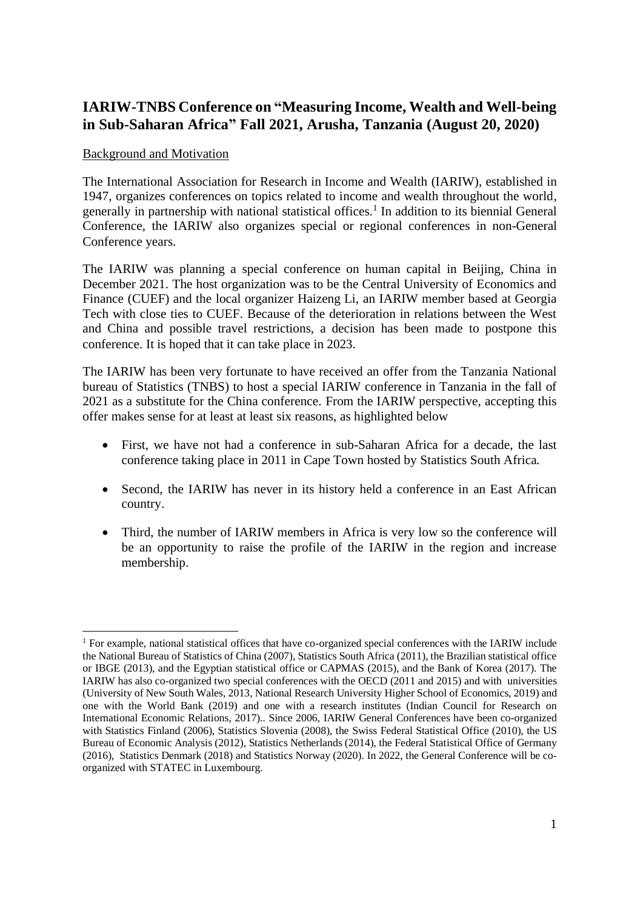# IARIW-TNBS Conference on "Measuring Income, Wealth and Well-being in Sub-Saharan Africa" Fall 2021, Arusha, Tanzania (August 20, 2020)

Background and Motivation

The International Association for Research in Income and Wealth (IARIW), established in 1947, organizes conferences on topics related to income and wealth throughout the world, generally in partnership with national statistical offices.[1] In addition to its biennial General Conference, the IARIW also organizes special or regional conferences in non-General Conference years.

The IARIW was planning a special conference on human capital in Beijing, China in December 2021. The host organization was to be the Central University of Economics and Finance (CUEF) and the local organizer Haizeng Li, an IARIW member based at Georgia Tech with close ties to CUEF. Because of the deterioration in relations between the West and China and possible travel restrictions, a decision has been made to postpone this conference. It is hoped that it can take place in 2023.

The IARIW has been very fortunate to have received an offer from the Tanzania National bureau of Statistics (TNBS) to host a special IARIW conference in Tanzania in the fall of 2021 as a substitute for the China conference. From the IARIW perspective, accepting this offer makes sense for at least at least six reasons, as highlighted below

- First, we have not had a conference in sub-Saharan Africa for a decade, the last conference taking place in 2011 in Cape Town hosted by Statistics South Africa.
- Second, the IARIW has never in its history held a conference in an East African country.
- Third, the number of IARIW members in Africa is very low so the conference will be an opportunity to raise the profile of the IARIW in the region and increase membership.

[1] For example, national statistical offices that have co-organized special conferences with the IARIW include the National Bureau of Statistics of China (2007), Statistics South Africa (2011), the Brazilian statistical office or IBGE (2013), and the Egyptian statistical office or CAPMAS (2015), and the Bank of Korea (2017). The IARIW has also co-organized two special conferences with the OECD (2011 and 2015) and with universities (University of New South Wales, 2013, National Research University Higher School of Economics, 2019) and one with the World Bank (2019) and one with a research institutes (Indian Council for Research on International Economic Relations, 2017).. Since 2006, IARIW General Conferences have been co-organized with Statistics Finland (2006), Statistics Slovenia (2008), the Swiss Federal Statistical Office (2010), the US Bureau of Economic Analysis (2012), Statistics Netherlands (2014), the Federal Statistical Office of Germany (2016), Statistics Denmark (2018) and Statistics Norway (2020). In 2022, the General Conference will be co-organized with STATEC in Luxembourg.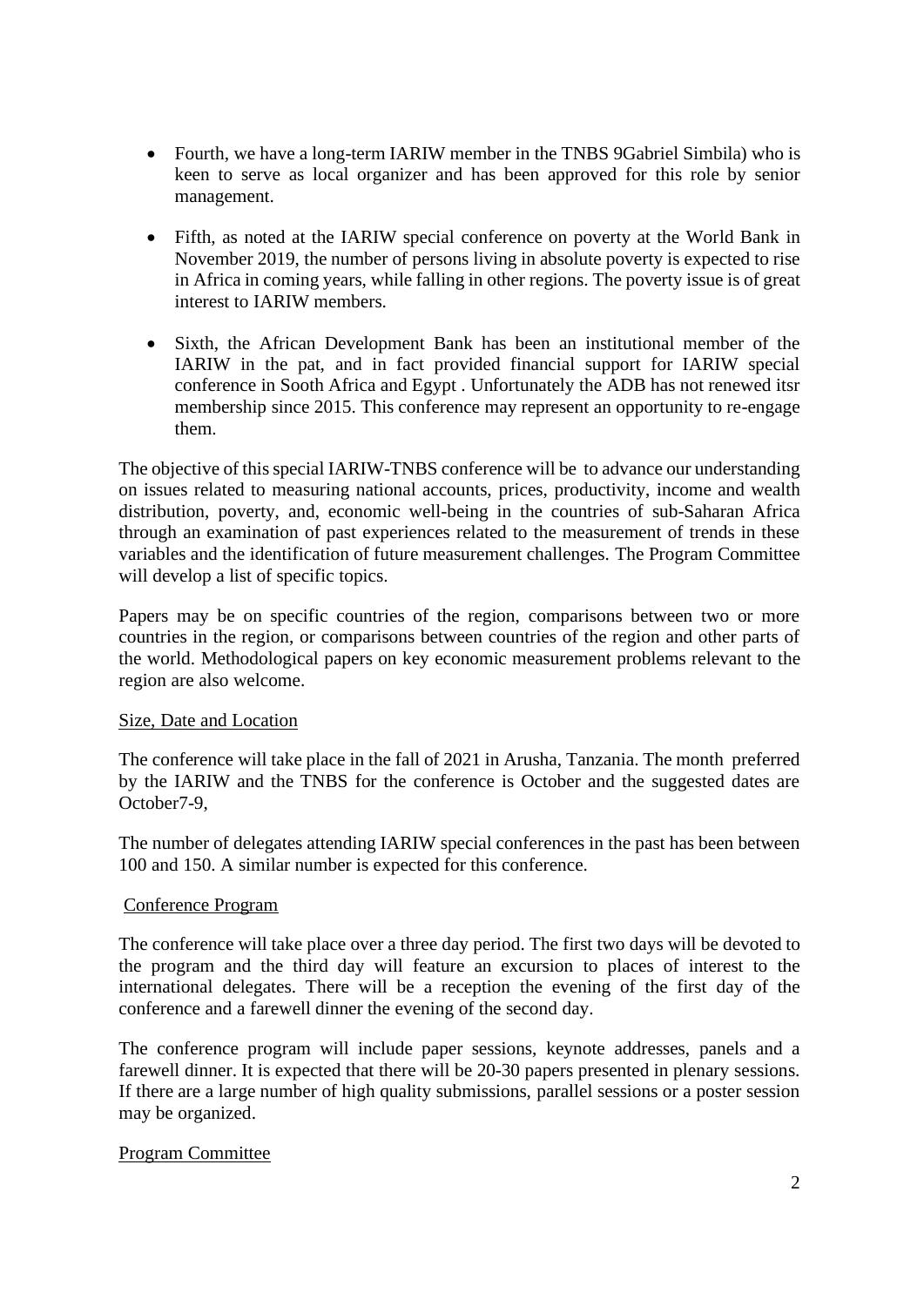- Fourth, we have a long-term IARIW member in the TNBS 9Gabriel Simbila) who is keen to serve as local organizer and has been approved for this role by senior management.

- Fifth, as noted at the IARIW special conference on poverty at the World Bank in November 2019, the number of persons living in absolute poverty is expected to rise in Africa in coming years, while falling in other regions. The poverty issue is of great interest to IARIW members.

- Sixth, the African Development Bank has been an institutional member of the IARIW in the pat, and in fact provided financial support for IARIW special conference in Sooth Africa and Egypt . Unfortunately the ADB has not renewed itsr membership since 2015. This conference may represent an opportunity to re-engage them.

The objective of this special IARIW-TNBS conference will be to advance our understanding on issues related to measuring national accounts, prices, productivity, income and wealth distribution, poverty, and, economic well-being in the countries of sub-Saharan Africa through an examination of past experiences related to the measurement of trends in these variables and the identification of future measurement challenges. The Program Committee will develop a list of specific topics.

Papers may be on specific countries of the region, comparisons between two or more countries in the region, or comparisons between countries of the region and other parts of the world. Methodological papers on key economic measurement problems relevant to the region are also welcome.

<u>Size, Date and Location</u>

The conference will take place in the fall of 2021 in Arusha, Tanzania. The month preferred by the IARIW and the TNBS for the conference is October and the suggested dates are October7-9,

The number of delegates attending IARIW special conferences in the past has been between 100 and 150. A similar number is expected for this conference.

<u>Conference Program</u>

The conference will take place over a three day period. The first two days will be devoted to the program and the third day will feature an excursion to places of interest to the international delegates. There will be a reception the evening of the first day of the conference and a farewell dinner the evening of the second day.

The conference program will include paper sessions, keynote addresses, panels and a farewell dinner. It is expected that there will be 20-30 papers presented in plenary sessions. If there are a large number of high quality submissions, parallel sessions or a poster session may be organized.

<u>Program Committee</u>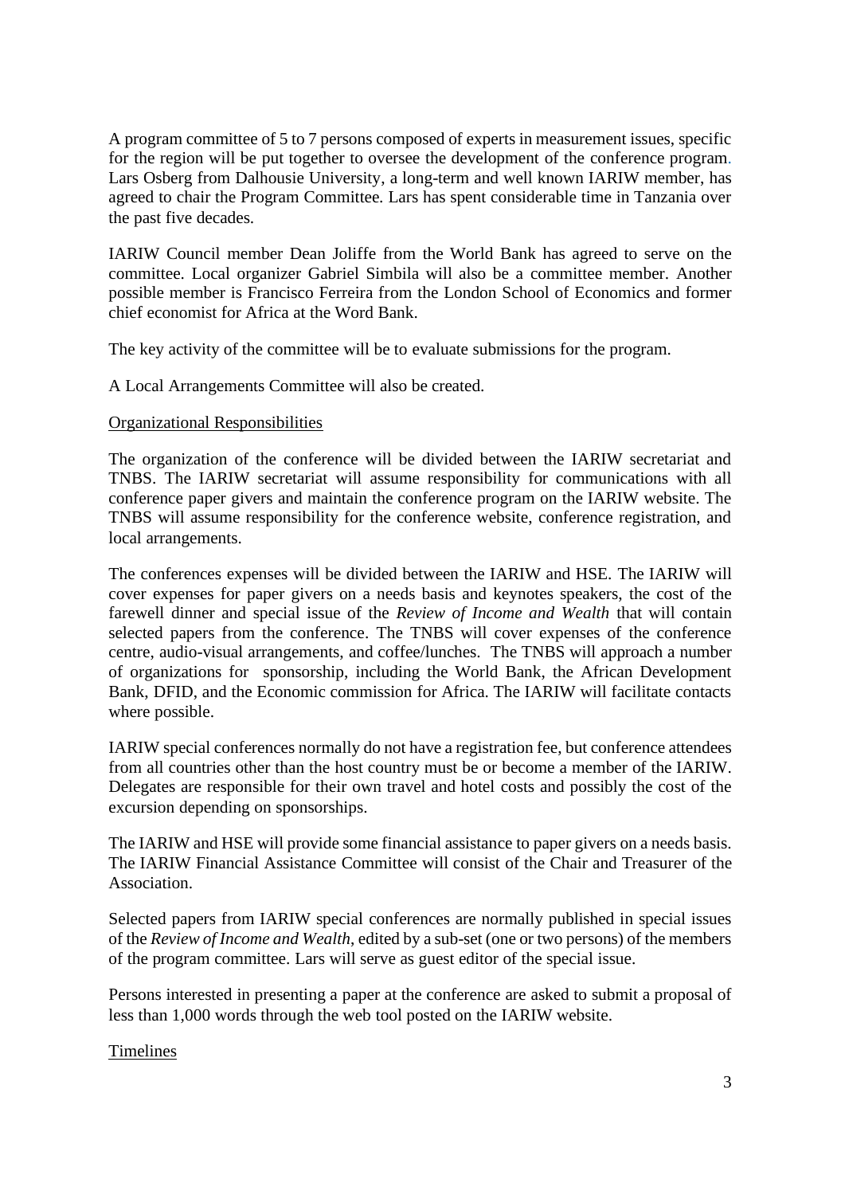A program committee of 5 to 7 persons composed of experts in measurement issues, specific for the region will be put together to oversee the development of the conference program. Lars Osberg from Dalhousie University, a long-term and well known IARIW member, has agreed to chair the Program Committee. Lars has spent considerable time in Tanzania over the past five decades.

IARIW Council member Dean Joliffe from the World Bank has agreed to serve on the committee. Local organizer Gabriel Simbila will also be a committee member. Another possible member is Francisco Ferreira from the London School of Economics and former chief economist for Africa at the Word Bank.

The key activity of the committee will be to evaluate submissions for the program.

A Local Arrangements Committee will also be created.

Organizational Responsibilities

The organization of the conference will be divided between the IARIW secretariat and TNBS. The IARIW secretariat will assume responsibility for communications with all conference paper givers and maintain the conference program on the IARIW website. The TNBS will assume responsibility for the conference website, conference registration, and local arrangements.

The conferences expenses will be divided between the IARIW and HSE. The IARIW will cover expenses for paper givers on a needs basis and keynotes speakers, the cost of the farewell dinner and special issue of the *Review of Income and Wealth* that will contain selected papers from the conference. The TNBS will cover expenses of the conference centre, audio-visual arrangements, and coffee/lunches. The TNBS will approach a number of organizations for sponsorship, including the World Bank, the African Development Bank, DFID, and the Economic commission for Africa. The IARIW will facilitate contacts where possible.

IARIW special conferences normally do not have a registration fee, but conference attendees from all countries other than the host country must be or become a member of the IARIW. Delegates are responsible for their own travel and hotel costs and possibly the cost of the excursion depending on sponsorships.

The IARIW and HSE will provide some financial assistance to paper givers on a needs basis. The IARIW Financial Assistance Committee will consist of the Chair and Treasurer of the Association.

Selected papers from IARIW special conferences are normally published in special issues of the *Review of Income and Wealth*, edited by a sub-set (one or two persons) of the members of the program committee. Lars will serve as guest editor of the special issue.

Persons interested in presenting a paper at the conference are asked to submit a proposal of less than 1,000 words through the web tool posted on the IARIW website.

Timelines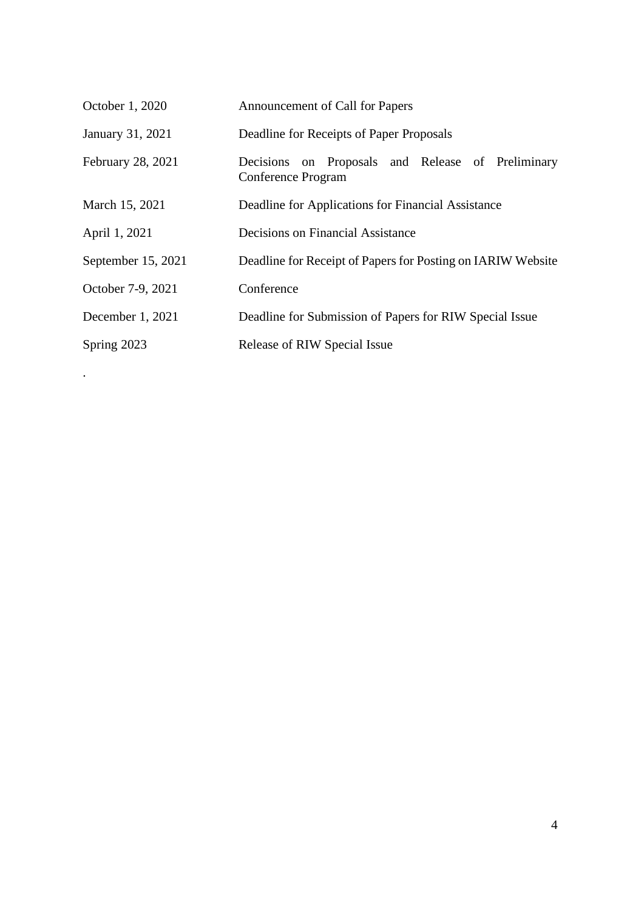| | |
|---|---|
| October 1, 2020 | Announcement of Call for Papers |
| January 31, 2021 | Deadline for Receipts of Paper Proposals |
| February 28, 2021 | Decisions on Proposals and Release of Preliminary Conference Program |
| March 15, 2021 | Deadline for Applications for Financial Assistance |
| April 1, 2021 | Decisions on Financial Assistance |
| September 15, 2021 | Deadline for Receipt of Papers for Posting on IARIW Website |
| October 7-9, 2021 | Conference |
| December 1, 2021 | Deadline for Submission of Papers for RIW Special Issue |
| Spring 2023 | Release of RIW Special Issue |

.